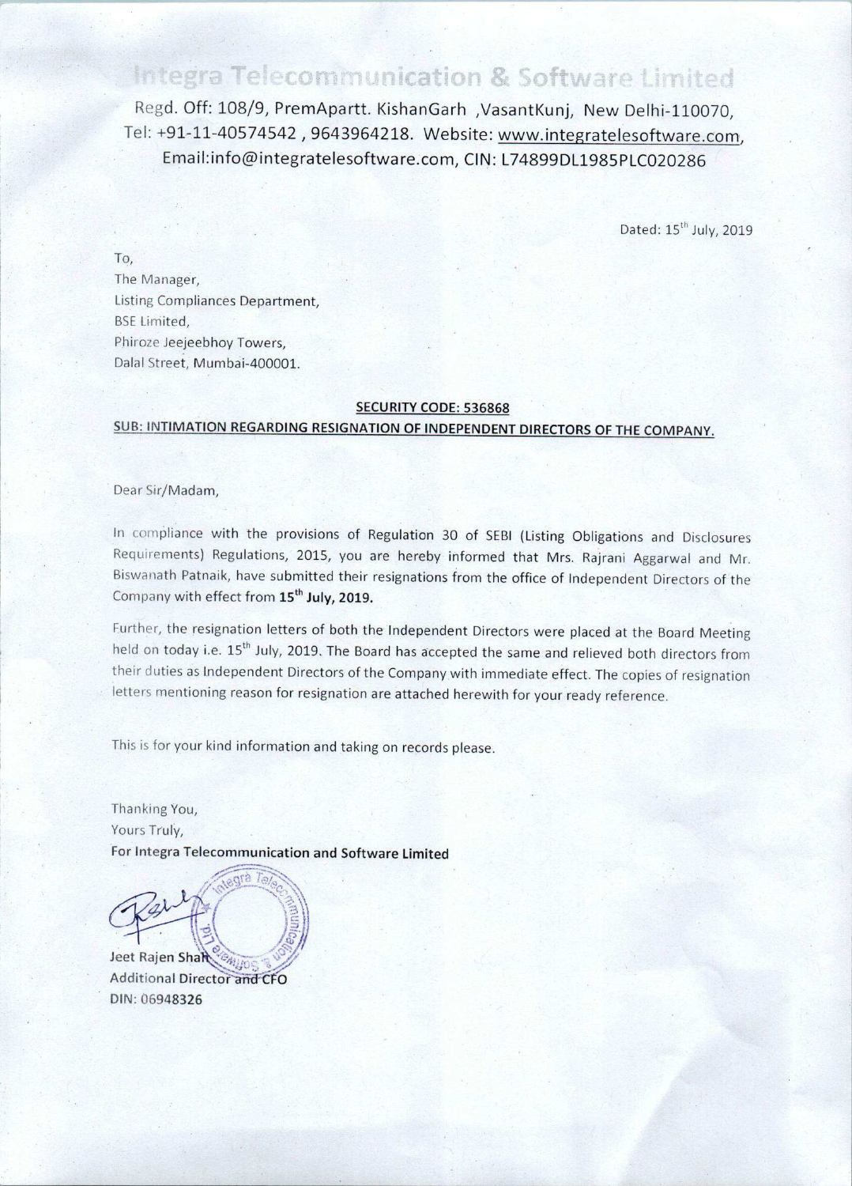# Integra Telecommunication & Software Limited

Regd. Off: 108/9, PremApartt. KishanGarh ,VasantKunj, New Delhi-110070,
Tel: +91-11-40574542 , 9643964218. Website: www.integratelesoftware.com,
Email:info@integratelesoftware.com, CIN: L74899DL1985PLC020286

Dated: 15th July, 2019

To,
The Manager,
Listing Compliances Department,
BSE Limited,
Phiroze Jeejeebhoy Towers,
Dalal Street, Mumbai-400001.

**SECURITY CODE: 536868**

**SUB: INTIMATION REGARDING RESIGNATION OF INDEPENDENT DIRECTORS OF THE COMPANY.**

Dear Sir/Madam,

In compliance with the provisions of Regulation 30 of SEBI (Listing Obligations and Disclosures Requirements) Regulations, 2015, you are hereby informed that Mrs. Rajrani Aggarwal and Mr. Biswanath Patnaik, have submitted their resignations from the office of Independent Directors of the Company with effect from **15th July, 2019.**

Further, the resignation letters of both the Independent Directors were placed at the Board Meeting held on today i.e. 15th July, 2019. The Board has accepted the same and relieved both directors from their duties as Independent Directors of the Company with immediate effect. The copies of resignation letters mentioning reason for resignation are attached herewith for your ready reference.

This is for your kind information and taking on records please.

Thanking You,
Yours Truly,
**For Integra Telecommunication and Software Limited**

Jeet Rajen Shah
Additional Director and CFO
DIN: 06948326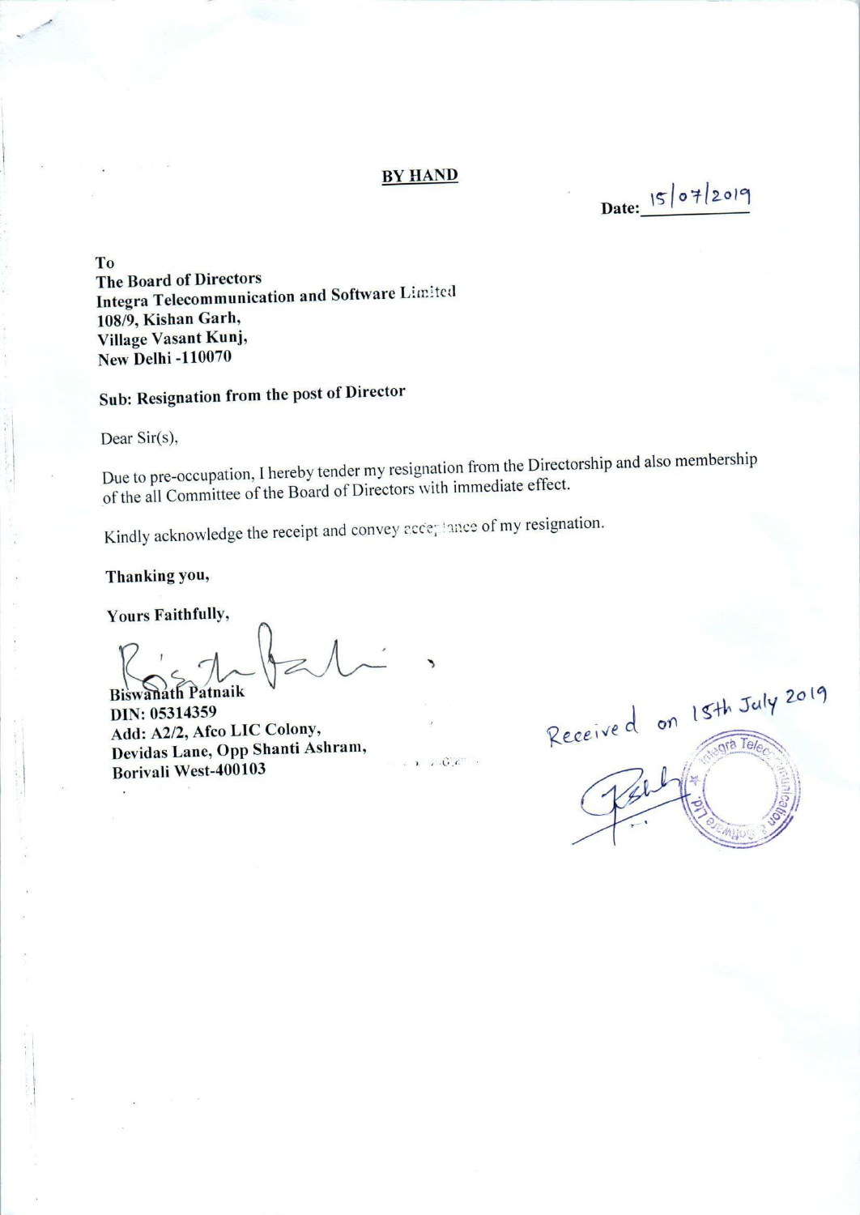**BY HAND**

Date: 15/07/2019

To
The Board of Directors
Integra Telecommunication and Software Limited
108/9, Kishan Garh,
Village Vasant Kunj,
New Delhi -110070

**Sub: Resignation from the post of Director**

Dear Sir(s),

Due to pre-occupation, I hereby tender my resignation from the Directorship and also membership of the all Committee of the Board of Directors with immediate effect.

Kindly acknowledge the receipt and convey acceptance of my resignation.

**Thanking you,**

**Yours Faithfully,**

**Biswanath Patnaik**
**DIN: 05314359**
**Add: A2/2, Afco LIC Colony,**
**Devidas Lane, Opp Shanti Ashram,**
**Borivali West-400103**

Received on 15th July 2019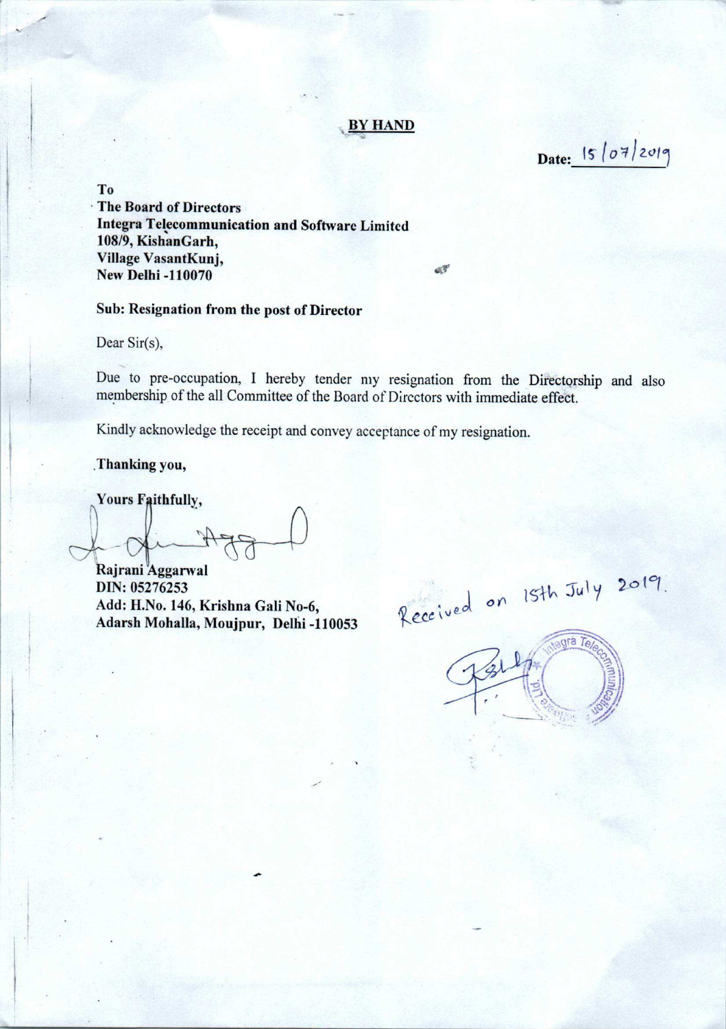**BY HAND**

Date: 15/07/2019

To
**The Board of Directors**
**Integra Telecommunication and Software Limited**
**108/9, KishanGarh,**
**Village VasantKunj,**
**New Delhi -110070**

**Sub: Resignation from the post of Director**

Dear Sir(s),

Due to pre-occupation, I hereby tender my resignation from the Directorship and also membership of the all Committee of the Board of Directors with immediate effect.

Kindly acknowledge the receipt and convey acceptance of my resignation.

**Thanking you,**

**Yours Faithfully,**

**Rajrani Aggarwal**
**DIN: 05276253**
**Add: H.No. 146, Krishna Gali No-6,**
**Adarsh Mohalla, Moujpur, Delhi -110053**

Received on 15th July 2019.